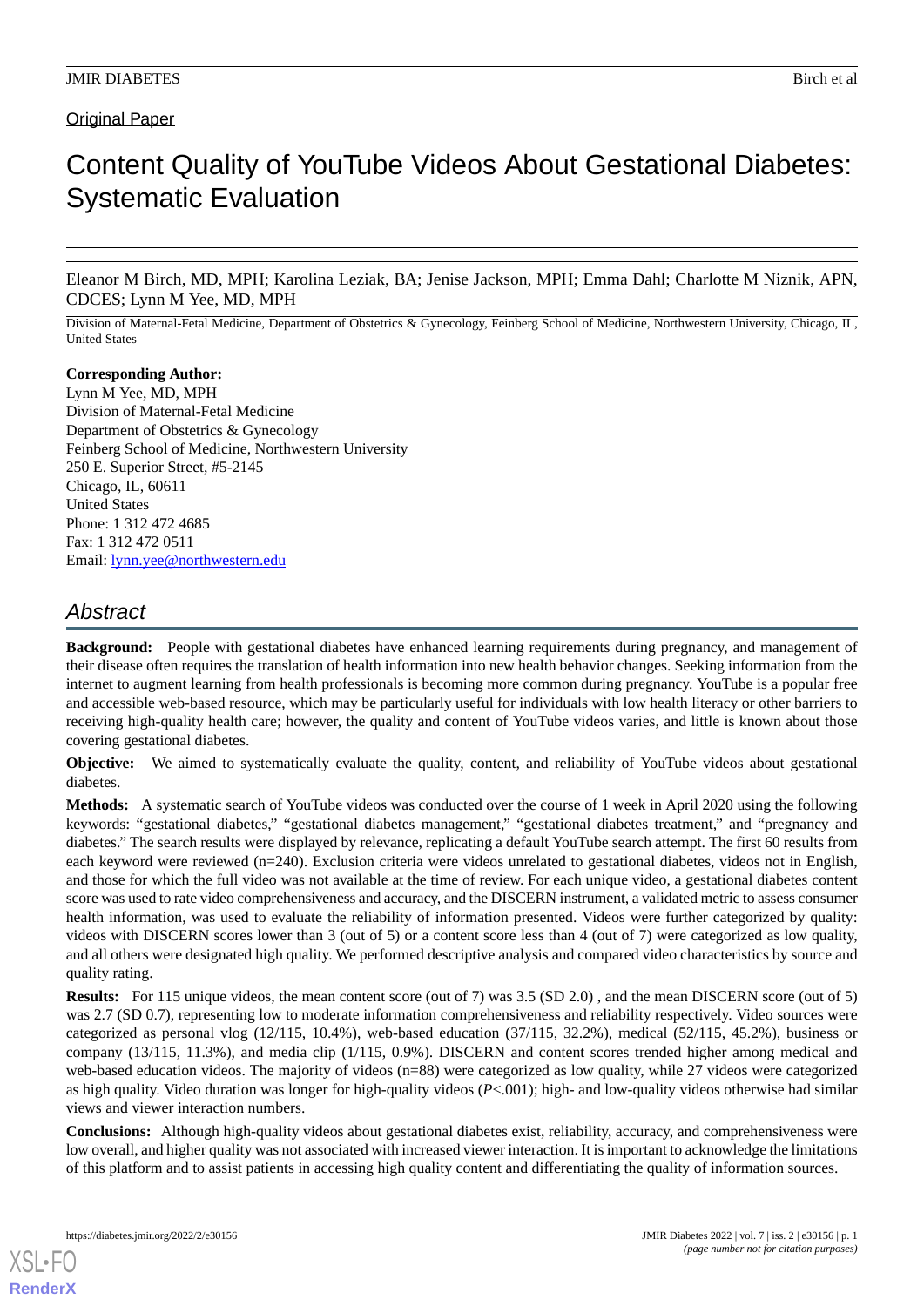Original Paper

# Content Quality of YouTube Videos About Gestational Diabetes: Systematic Evaluation

Eleanor M Birch, MD, MPH; Karolina Leziak, BA; Jenise Jackson, MPH; Emma Dahl; Charlotte M Niznik, APN, CDCES; Lynn M Yee, MD, MPH

Division of Maternal-Fetal Medicine, Department of Obstetrics & Gynecology, Feinberg School of Medicine, Northwestern University, Chicago, IL, United States

**Corresponding Author:**
Lynn M Yee, MD, MPH
Division of Maternal-Fetal Medicine
Department of Obstetrics & Gynecology
Feinberg School of Medicine, Northwestern University
250 E. Superior Street, #5-2145
Chicago, IL, 60611
United States
Phone: 1 312 472 4685
Fax: 1 312 472 0511
Email: lynn.yee@northwestern.edu

## Abstract

**Background:** People with gestational diabetes have enhanced learning requirements during pregnancy, and management of their disease often requires the translation of health information into new health behavior changes. Seeking information from the internet to augment learning from health professionals is becoming more common during pregnancy. YouTube is a popular free and accessible web-based resource, which may be particularly useful for individuals with low health literacy or other barriers to receiving high-quality health care; however, the quality and content of YouTube videos varies, and little is known about those covering gestational diabetes.

**Objective:** We aimed to systematically evaluate the quality, content, and reliability of YouTube videos about gestational diabetes.

**Methods:** A systematic search of YouTube videos was conducted over the course of 1 week in April 2020 using the following keywords: "gestational diabetes," "gestational diabetes management," "gestational diabetes treatment," and "pregnancy and diabetes." The search results were displayed by relevance, replicating a default YouTube search attempt. The first 60 results from each keyword were reviewed (n=240). Exclusion criteria were videos unrelated to gestational diabetes, videos not in English, and those for which the full video was not available at the time of review. For each unique video, a gestational diabetes content score was used to rate video comprehensiveness and accuracy, and the DISCERN instrument, a validated metric to assess consumer health information, was used to evaluate the reliability of information presented. Videos were further categorized by quality: videos with DISCERN scores lower than 3 (out of 5) or a content score less than 4 (out of 7) were categorized as low quality, and all others were designated high quality. We performed descriptive analysis and compared video characteristics by source and quality rating.

**Results:** For 115 unique videos, the mean content score (out of 7) was 3.5 (SD 2.0) , and the mean DISCERN score (out of 5) was 2.7 (SD 0.7), representing low to moderate information comprehensiveness and reliability respectively. Video sources were categorized as personal vlog (12/115, 10.4%), web-based education (37/115, 32.2%), medical (52/115, 45.2%), business or company (13/115, 11.3%), and media clip (1/115, 0.9%). DISCERN and content scores trended higher among medical and web-based education videos. The majority of videos (n=88) were categorized as low quality, while 27 videos were categorized as high quality. Video duration was longer for high-quality videos (*P*<.001); high- and low-quality videos otherwise had similar views and viewer interaction numbers.

**Conclusions:** Although high-quality videos about gestational diabetes exist, reliability, accuracy, and comprehensiveness were low overall, and higher quality was not associated with increased viewer interaction. It is important to acknowledge the limitations of this platform and to assist patients in accessing high quality content and differentiating the quality of information sources.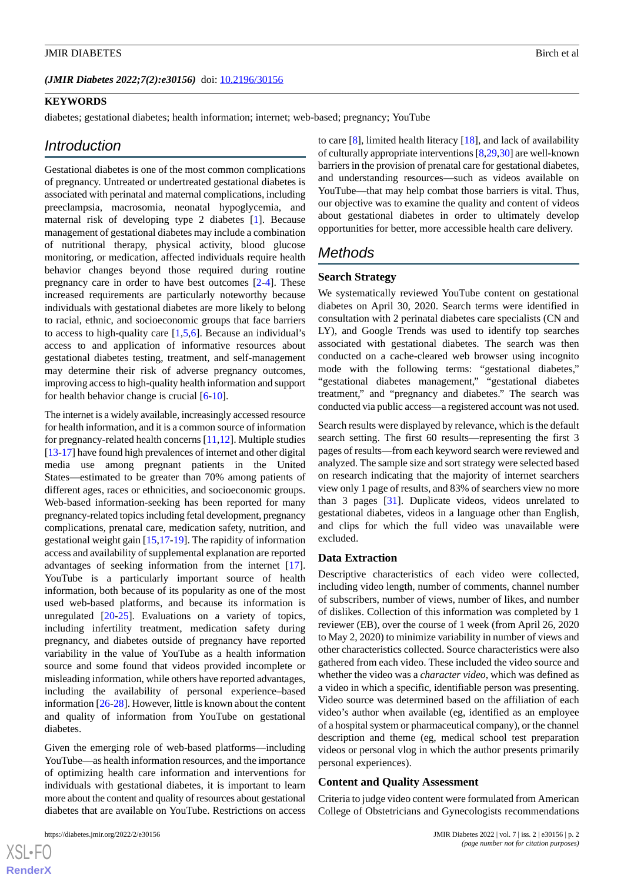(*JMIR Diabetes 2022;7(2):e30156*) doi: 10.2196/30156

**KEYWORDS**

diabetes; gestational diabetes; health information; internet; web-based; pregnancy; YouTube

## Introduction

Gestational diabetes is one of the most common complications of pregnancy. Untreated or undertreated gestational diabetes is associated with perinatal and maternal complications, including preeclampsia, macrosomia, neonatal hypoglycemia, and maternal risk of developing type 2 diabetes [1]. Because management of gestational diabetes may include a combination of nutritional therapy, physical activity, blood glucose monitoring, or medication, affected individuals require health behavior changes beyond those required during routine pregnancy care in order to have best outcomes [2-4]. These increased requirements are particularly noteworthy because individuals with gestational diabetes are more likely to belong to racial, ethnic, and socioeconomic groups that face barriers to access to high-quality care [1,5,6]. Because an individual's access to and application of informative resources about gestational diabetes testing, treatment, and self-management may determine their risk of adverse pregnancy outcomes, improving access to high-quality health information and support for health behavior change is crucial [6-10].

The internet is a widely available, increasingly accessed resource for health information, and it is a common source of information for pregnancy-related health concerns [11,12]. Multiple studies [13-17] have found high prevalences of internet and other digital media use among pregnant patients in the United States—estimated to be greater than 70% among patients of different ages, races or ethnicities, and socioeconomic groups. Web-based information-seeking has been reported for many pregnancy-related topics including fetal development, pregnancy complications, prenatal care, medication safety, nutrition, and gestational weight gain [15,17-19]. The rapidity of information access and availability of supplemental explanation are reported advantages of seeking information from the internet [17]. YouTube is a particularly important source of health information, both because of its popularity as one of the most used web-based platforms, and because its information is unregulated [20-25]. Evaluations on a variety of topics, including infertility treatment, medication safety during pregnancy, and diabetes outside of pregnancy have reported variability in the value of YouTube as a health information source and some found that videos provided incomplete or misleading information, while others have reported advantages, including the availability of personal experience–based information [26-28]. However, little is known about the content and quality of information from YouTube on gestational diabetes.

Given the emerging role of web-based platforms—including YouTube—as health information resources, and the importance of optimizing health care information and interventions for individuals with gestational diabetes, it is important to learn more about the content and quality of resources about gestational diabetes that are available on YouTube. Restrictions on access to care [8], limited health literacy [18], and lack of availability of culturally appropriate interventions [8,29,30] are well-known barriers in the provision of prenatal care for gestational diabetes, and understanding resources—such as videos available on YouTube—that may help combat those barriers is vital. Thus, our objective was to examine the quality and content of videos about gestational diabetes in order to ultimately develop opportunities for better, more accessible health care delivery.

## Methods

### Search Strategy

We systematically reviewed YouTube content on gestational diabetes on April 30, 2020. Search terms were identified in consultation with 2 perinatal diabetes care specialists (CN and LY), and Google Trends was used to identify top searches associated with gestational diabetes. The search was then conducted on a cache-cleared web browser using incognito mode with the following terms: "gestational diabetes," "gestational diabetes management," "gestational diabetes treatment," and "pregnancy and diabetes." The search was conducted via public access—a registered account was not used.

Search results were displayed by relevance, which is the default search setting. The first 60 results—representing the first 3 pages of results—from each keyword search were reviewed and analyzed. The sample size and sort strategy were selected based on research indicating that the majority of internet searchers view only 1 page of results, and 83% of searchers view no more than 3 pages [31]. Duplicate videos, videos unrelated to gestational diabetes, videos in a language other than English, and clips for which the full video was unavailable were excluded.

### Data Extraction

Descriptive characteristics of each video were collected, including video length, number of comments, channel number of subscribers, number of views, number of likes, and number of dislikes. Collection of this information was completed by 1 reviewer (EB), over the course of 1 week (from April 26, 2020 to May 2, 2020) to minimize variability in number of views and other characteristics collected. Source characteristics were also gathered from each video. These included the video source and whether the video was a *character video*, which was defined as a video in which a specific, identifiable person was presenting. Video source was determined based on the affiliation of each video's author when available (eg, identified as an employee of a hospital system or pharmaceutical company), or the channel description and theme (eg, medical school test preparation videos or personal vlog in which the author presents primarily personal experiences).

### Content and Quality Assessment

Criteria to judge video content were formulated from American College of Obstetricians and Gynecologists recommendations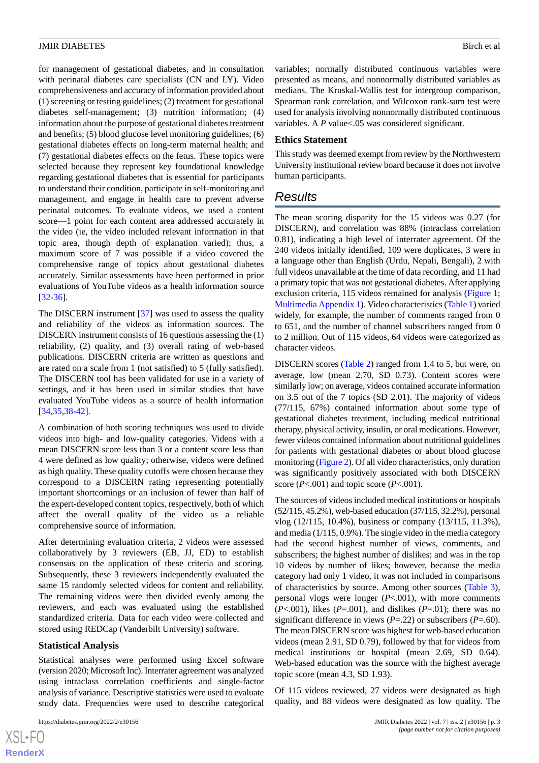for management of gestational diabetes, and in consultation with perinatal diabetes care specialists (CN and LY). Video comprehensiveness and accuracy of information provided about (1) screening or testing guidelines; (2) treatment for gestational diabetes self-management; (3) nutrition information; (4) information about the purpose of gestational diabetes treatment and benefits; (5) blood glucose level monitoring guidelines; (6) gestational diabetes effects on long-term maternal health; and (7) gestational diabetes effects on the fetus. These topics were selected because they represent key foundational knowledge regarding gestational diabetes that is essential for participants to understand their condition, participate in self-monitoring and management, and engage in health care to prevent adverse perinatal outcomes. To evaluate videos, we used a content score—1 point for each content area addressed accurately in the video (ie, the video included relevant information in that topic area, though depth of explanation varied); thus, a maximum score of 7 was possible if a video covered the comprehensive range of topics about gestational diabetes accurately. Similar assessments have been performed in prior evaluations of YouTube videos as a health information source [32-36].

The DISCERN instrument [37] was used to assess the quality and reliability of the videos as information sources. The DISCERN instrument consists of 16 questions assessing the (1) reliability, (2) quality, and (3) overall rating of web-based publications. DISCERN criteria are written as questions and are rated on a scale from 1 (not satisfied) to 5 (fully satisfied). The DISCERN tool has been validated for use in a variety of settings, and it has been used in similar studies that have evaluated YouTube videos as a source of health information [34,35,38-42].

A combination of both scoring techniques was used to divide videos into high- and low-quality categories. Videos with a mean DISCERN score less than 3 or a content score less than 4 were defined as low quality; otherwise, videos were defined as high quality. These quality cutoffs were chosen because they correspond to a DISCERN rating representing potentially important shortcomings or an inclusion of fewer than half of the expert-developed content topics, respectively, both of which affect the overall quality of the video as a reliable comprehensive source of information.

After determining evaluation criteria, 2 videos were assessed collaboratively by 3 reviewers (EB, JJ, ED) to establish consensus on the application of these criteria and scoring. Subsequently, these 3 reviewers independently evaluated the same 15 randomly selected videos for content and reliability. The remaining videos were then divided evenly among the reviewers, and each was evaluated using the established standardized criteria. Data for each video were collected and stored using REDCap (Vanderbilt University) software.

### Statistical Analysis

Statistical analyses were performed using Excel software (version 2020; Microsoft Inc). Interrater agreement was analyzed using intraclass correlation coefficients and single-factor analysis of variance. Descriptive statistics were used to evaluate study data. Frequencies were used to describe categorical variables; normally distributed continuous variables were presented as means, and nonnormally distributed variables as medians. The Kruskal-Wallis test for intergroup comparison, Spearman rank correlation, and Wilcoxon rank-sum test were used for analysis involving nonnormally distributed continuous variables. A *P* value<.05 was considered significant.

### Ethics Statement

This study was deemed exempt from review by the Northwestern University institutional review board because it does not involve human participants.

## Results

The mean scoring disparity for the 15 videos was 0.27 (for DISCERN), and correlation was 88% (intraclass correlation 0.81), indicating a high level of interrater agreement. Of the 240 videos initially identified, 109 were duplicates, 3 were in a language other than English (Urdu, Nepali, Bengali), 2 with full videos unavailable at the time of data recording, and 11 had a primary topic that was not gestational diabetes. After applying exclusion criteria, 115 videos remained for analysis (Figure 1; Multimedia Appendix 1). Video characteristics (Table 1) varied widely, for example, the number of comments ranged from 0 to 651, and the number of channel subscribers ranged from 0 to 2 million. Out of 115 videos, 64 videos were categorized as character videos.

DISCERN scores (Table 2) ranged from 1.4 to 5, but were, on average, low (mean 2.70, SD 0.73). Content scores were similarly low; on average, videos contained accurate information on 3.5 out of the 7 topics (SD 2.01). The majority of videos (77/115, 67%) contained information about some type of gestational diabetes treatment, including medical nutritional therapy, physical activity, insulin, or oral medications. However, fewer videos contained information about nutritional guidelines for patients with gestational diabetes or about blood glucose monitoring (Figure 2). Of all video characteristics, only duration was significantly positively associated with both DISCERN score (*P*<.001) and topic score (*P*<.001).

The sources of videos included medical institutions or hospitals (52/115, 45.2%), web-based education (37/115, 32.2%), personal vlog (12/115, 10.4%), business or company (13/115, 11.3%), and media (1/115, 0.9%). The single video in the media category had the second highest number of views, comments, and subscribers; the highest number of dislikes; and was in the top 10 videos by number of likes; however, because the media category had only 1 video, it was not included in comparisons of characteristics by source. Among other sources (Table 3), personal vlogs were longer (*P*<.001), with more comments (*P*<.001), likes (*P*=.001), and dislikes (*P*=.01); there was no significant difference in views (*P*=.22) or subscribers (*P*=.60). The mean DISCERN score was highest for web-based education videos (mean 2.91, SD 0.79), followed by that for videos from medical institutions or hospital (mean 2.69, SD 0.64). Web-based education was the source with the highest average topic score (mean 4.3, SD 1.93).

Of 115 videos reviewed, 27 videos were designated as high quality, and 88 videos were designated as low quality. The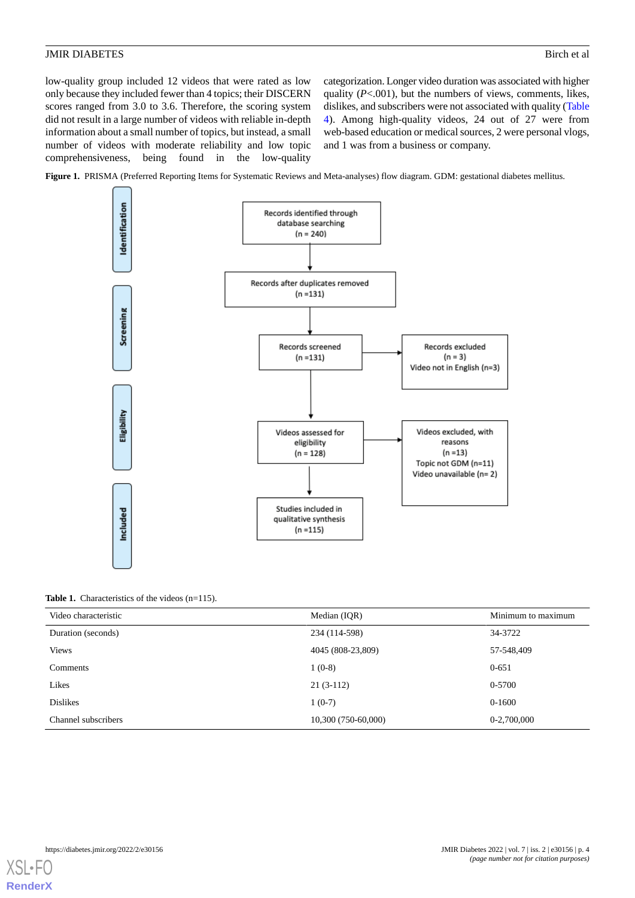low-quality group included 12 videos that were rated as low only because they included fewer than 4 topics; their DISCERN scores ranged from 3.0 to 3.6. Therefore, the scoring system did not result in a large number of videos with reliable in-depth information about a small number of topics, but instead, a small number of videos with moderate reliability and low topic comprehensiveness, being found in the low-quality categorization. Longer video duration was associated with higher quality ($P$<.001), but the numbers of views, comments, likes, dislikes, and subscribers were not associated with quality (Table 4). Among high-quality videos, 24 out of 27 were from web-based education or medical sources, 2 were personal vlogs, and 1 was from a business or company.

**Figure 1.** PRISMA (Preferred Reporting Items for Systematic Reviews and Meta-analyses) flow diagram. GDM: gestational diabetes mellitus.

Identification

Records identified through database searching (n = 240)

Records after duplicates removed (n =131)

Screening

Records screened (n =131)

Records excluded (n = 3) Video not in English (n=3)

Eligibility

Videos assessed for eligibility (n = 128)

Videos excluded, with reasons (n =13) Topic not GDM (n=11) Video unavailable (n= 2)

Included

Studies included in qualitative synthesis (n =115)

**Table 1.** Characteristics of the videos (n=115).

| Video characteristic | Median (IQR) | Minimum to maximum |
| --- | --- | --- |
| Duration (seconds) | 234 (114-598) | 34-3722 |
| Views | 4045 (808-23,809) | 57-548,409 |
| Comments | 1 (0-8) | 0-651 |
| Likes | 21 (3-112) | 0-5700 |
| Dislikes | 1 (0-7) | 0-1600 |
| Channel subscribers | 10,300 (750-60,000) | 0-2,700,000 |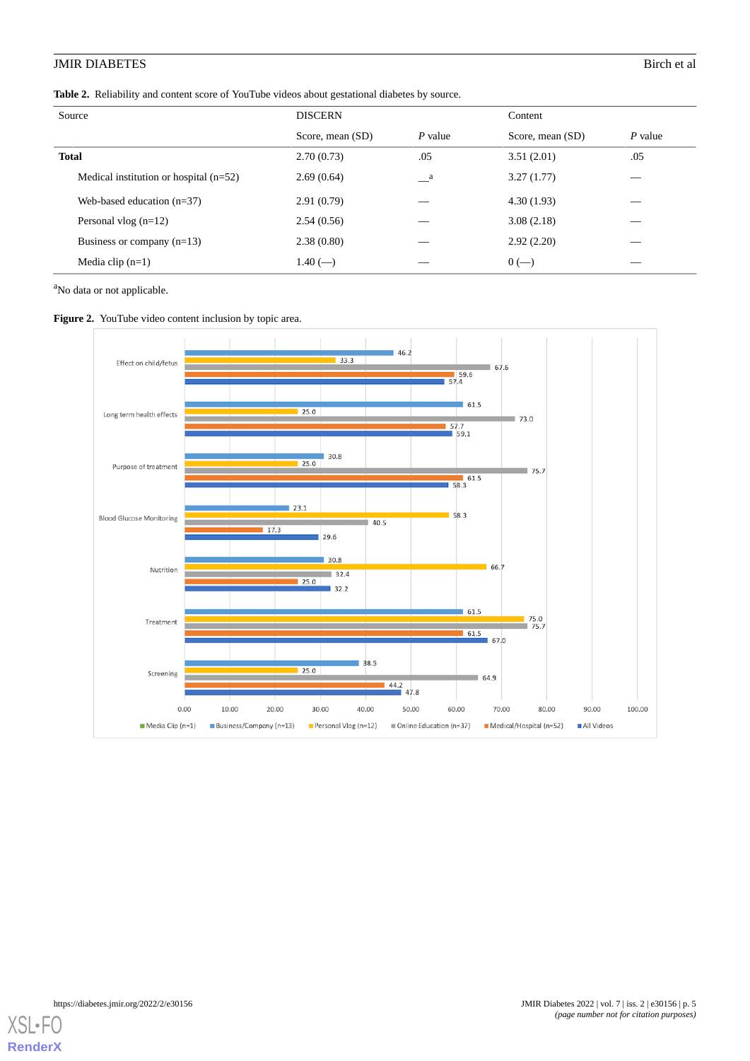**Table 2.** Reliability and content score of YouTube videos about gestational diabetes by source.

| Source | DISCERN | | Content | |
|---|---|---|---|---|
| | Score, mean (SD) | *P* value | Score, mean (SD) | *P* value |
| **Total** | 2.70 (0.73) | .05 | 3.51 (2.01) | .05 |
| Medical institution or hospital (n=52) | 2.69 (0.64) | —[a] | 3.27 (1.77) | — |
| Web-based education (n=37) | 2.91 (0.79) | — | 4.30 (1.93) | — |
| Personal vlog (n=12) | 2.54 (0.56) | — | 3.08 (2.18) | — |
| Business or company (n=13) | 2.38 (0.80) | — | 2.92 (2.20) | — |
| Media clip (n=1) | 1.40 (—) | — | 0 (—) | — |

[a]No data or not applicable.

**Figure 2.** YouTube video content inclusion by topic area.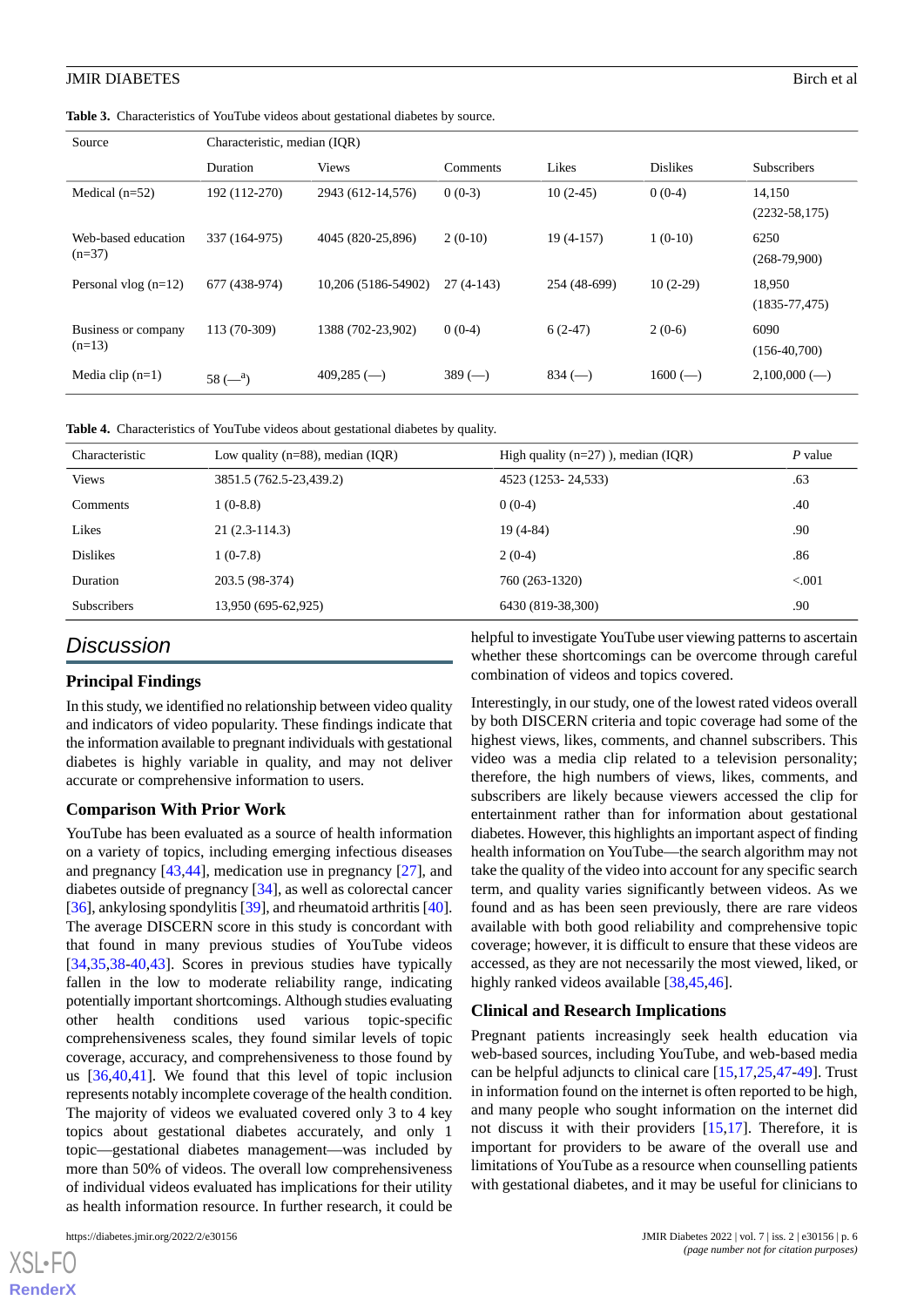**Table 3.** Characteristics of YouTube videos about gestational diabetes by source.

| Source | Characteristic, median (IQR) | | | | | |
|---|---|---|---|---|---|---|
| | Duration | Views | Comments | Likes | Dislikes | Subscribers |
| Medical (n=52) | 192 (112-270) | 2943 (612-14,576) | 0 (0-3) | 10 (2-45) | 0 (0-4) | 14,150 (2232-58,175) |
| Web-based education (n=37) | 337 (164-975) | 4045 (820-25,896) | 2 (0-10) | 19 (4-157) | 1 (0-10) | 6250 (268-79,900) |
| Personal vlog (n=12) | 677 (438-974) | 10,206 (5186-54902) | 27 (4-143) | 254 (48-699) | 10 (2-29) | 18,950 (1835-77,475) |
| Business or company (n=13) | 113 (70-309) | 1388 (702-23,902) | 0 (0-4) | 6 (2-47) | 2 (0-6) | 6090 (156-40,700) |
| Media clip (n=1) | 58 (—[a]) | 409,285 (—) | 389 (—) | 834 (—) | 1600 (—) | 2,100,000 (—) |

**Table 4.** Characteristics of YouTube videos about gestational diabetes by quality.

| Characteristic | Low quality (n=88), median (IQR) | High quality (n=27) ), median (IQR) | *P* value |
|---|---|---|---|
| Views | 3851.5 (762.5-23,439.2) | 4523 (1253- 24,533) | .63 |
| Comments | 1 (0-8.8) | 0 (0-4) | .40 |
| Likes | 21 (2.3-114.3) | 19 (4-84) | .90 |
| Dislikes | 1 (0-7.8) | 2 (0-4) | .86 |
| Duration | 203.5 (98-374) | 760 (263-1320) | <.001 |
| Subscribers | 13,950 (695-62,925) | 6430 (819-38,300) | .90 |

## Discussion

### Principal Findings

In this study, we identified no relationship between video quality and indicators of video popularity. These findings indicate that the information available to pregnant individuals with gestational diabetes is highly variable in quality, and may not deliver accurate or comprehensive information to users.

### Comparison With Prior Work

YouTube has been evaluated as a source of health information on a variety of topics, including emerging infectious diseases and pregnancy [43,44], medication use in pregnancy [27], and diabetes outside of pregnancy [34], as well as colorectal cancer [36], ankylosing spondylitis [39], and rheumatoid arthritis [40]. The average DISCERN score in this study is concordant with that found in many previous studies of YouTube videos [34,35,38-40,43]. Scores in previous studies have typically fallen in the low to moderate reliability range, indicating potentially important shortcomings. Although studies evaluating other health conditions used various topic-specific comprehensiveness scales, they found similar levels of topic coverage, accuracy, and comprehensiveness to those found by us [36,40,41]. We found that this level of topic inclusion represents notably incomplete coverage of the health condition. The majority of videos we evaluated covered only 3 to 4 key topics about gestational diabetes accurately, and only 1 topic—gestational diabetes management—was included by more than 50% of videos. The overall low comprehensiveness of individual videos evaluated has implications for their utility as health information resource. In further research, it could be helpful to investigate YouTube user viewing patterns to ascertain whether these shortcomings can be overcome through careful combination of videos and topics covered.

Interestingly, in our study, one of the lowest rated videos overall by both DISCERN criteria and topic coverage had some of the highest views, likes, comments, and channel subscribers. This video was a media clip related to a television personality; therefore, the high numbers of views, likes, comments, and subscribers are likely because viewers accessed the clip for entertainment rather than for information about gestational diabetes. However, this highlights an important aspect of finding health information on YouTube—the search algorithm may not take the quality of the video into account for any specific search term, and quality varies significantly between videos. As we found and as has been seen previously, there are rare videos available with both good reliability and comprehensive topic coverage; however, it is difficult to ensure that these videos are accessed, as they are not necessarily the most viewed, liked, or highly ranked videos available [38,45,46].

### Clinical and Research Implications

Pregnant patients increasingly seek health education via web-based sources, including YouTube, and web-based media can be helpful adjuncts to clinical care [15,17,25,47-49]. Trust in information found on the internet is often reported to be high, and many people who sought information on the internet did not discuss it with their providers [15,17]. Therefore, it is important for providers to be aware of the overall use and limitations of YouTube as a resource when counselling patients with gestational diabetes, and it may be useful for clinicians to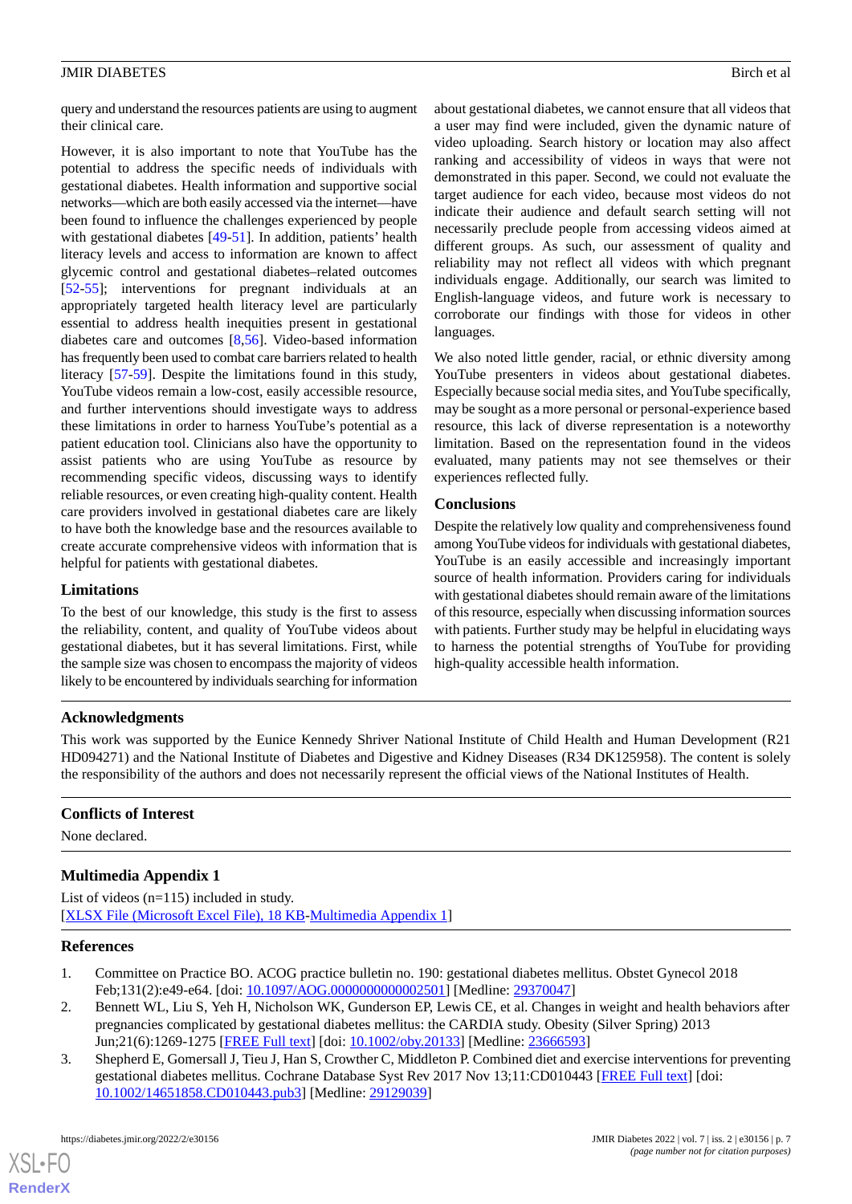query and understand the resources patients are using to augment their clinical care.

However, it is also important to note that YouTube has the potential to address the specific needs of individuals with gestational diabetes. Health information and supportive social networks—which are both easily accessed via the internet—have been found to influence the challenges experienced by people with gestational diabetes [49-51]. In addition, patients' health literacy levels and access to information are known to affect glycemic control and gestational diabetes–related outcomes [52-55]; interventions for pregnant individuals at an appropriately targeted health literacy level are particularly essential to address health inequities present in gestational diabetes care and outcomes [8,56]. Video-based information has frequently been used to combat care barriers related to health literacy [57-59]. Despite the limitations found in this study, YouTube videos remain a low-cost, easily accessible resource, and further interventions should investigate ways to address these limitations in order to harness YouTube's potential as a patient education tool. Clinicians also have the opportunity to assist patients who are using YouTube as resource by recommending specific videos, discussing ways to identify reliable resources, or even creating high-quality content. Health care providers involved in gestational diabetes care are likely to have both the knowledge base and the resources available to create accurate comprehensive videos with information that is helpful for patients with gestational diabetes.

## Limitations

To the best of our knowledge, this study is the first to assess the reliability, content, and quality of YouTube videos about gestational diabetes, but it has several limitations. First, while the sample size was chosen to encompass the majority of videos likely to be encountered by individuals searching for information about gestational diabetes, we cannot ensure that all videos that a user may find were included, given the dynamic nature of video uploading. Search history or location may also affect ranking and accessibility of videos in ways that were not demonstrated in this paper. Second, we could not evaluate the target audience for each video, because most videos do not indicate their audience and default search setting will not necessarily preclude people from accessing videos aimed at different groups. As such, our assessment of quality and reliability may not reflect all videos with which pregnant individuals engage. Additionally, our search was limited to English-language videos, and future work is necessary to corroborate our findings with those for videos in other languages.

We also noted little gender, racial, or ethnic diversity among YouTube presenters in videos about gestational diabetes. Especially because social media sites, and YouTube specifically, may be sought as a more personal or personal-experience based resource, this lack of diverse representation is a noteworthy limitation. Based on the representation found in the videos evaluated, many patients may not see themselves or their experiences reflected fully.

## Conclusions

Despite the relatively low quality and comprehensiveness found among YouTube videos for individuals with gestational diabetes, YouTube is an easily accessible and increasingly important source of health information. Providers caring for individuals with gestational diabetes should remain aware of the limitations of this resource, especially when discussing information sources with patients. Further study may be helpful in elucidating ways to harness the potential strengths of YouTube for providing high-quality accessible health information.

## Acknowledgments

This work was supported by the Eunice Kennedy Shriver National Institute of Child Health and Human Development (R21 HD094271) and the National Institute of Diabetes and Digestive and Kidney Diseases (R34 DK125958). The content is solely the responsibility of the authors and does not necessarily represent the official views of the National Institutes of Health.

## Conflicts of Interest

None declared.

## Multimedia Appendix 1

List of videos (n=115) included in study.
[XLSX File (Microsoft Excel File), 18 KB-Multimedia Appendix 1]

## References

1. Committee on Practice BO. ACOG practice bulletin no. 190: gestational diabetes mellitus. Obstet Gynecol 2018 Feb;131(2):e49-e64. [doi: 10.1097/AOG.0000000000002501] [Medline: 29370047]
2. Bennett WL, Liu S, Yeh H, Nicholson WK, Gunderson EP, Lewis CE, et al. Changes in weight and health behaviors after pregnancies complicated by gestational diabetes mellitus: the CARDIA study. Obesity (Silver Spring) 2013 Jun;21(6):1269-1275 [FREE Full text] [doi: 10.1002/oby.20133] [Medline: 23666593]
3. Shepherd E, Gomersall J, Tieu J, Han S, Crowther C, Middleton P. Combined diet and exercise interventions for preventing gestational diabetes mellitus. Cochrane Database Syst Rev 2017 Nov 13;11:CD010443 [FREE Full text] [doi: 10.1002/14651858.CD010443.pub3] [Medline: 29129039]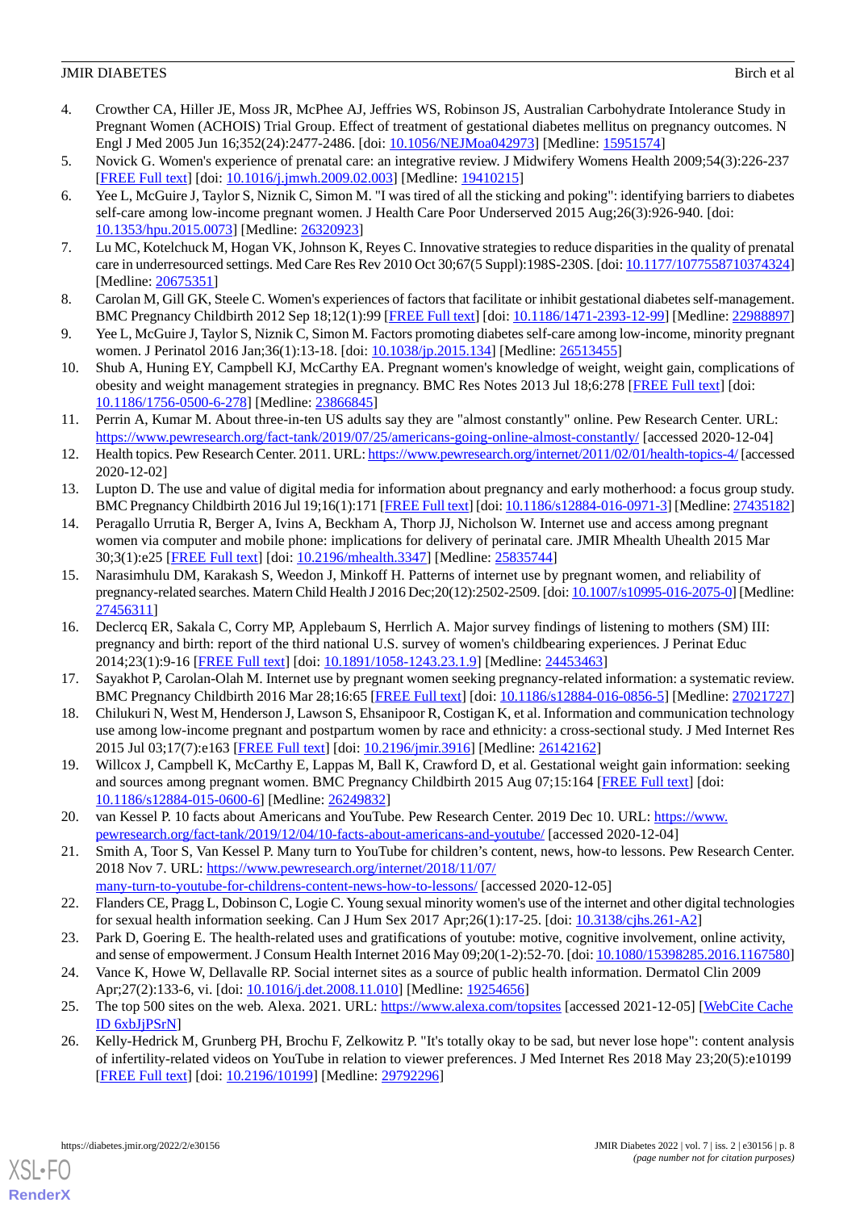4. Crowther CA, Hiller JE, Moss JR, McPhee AJ, Jeffries WS, Robinson JS, Australian Carbohydrate Intolerance Study in Pregnant Women (ACHOIS) Trial Group. Effect of treatment of gestational diabetes mellitus on pregnancy outcomes. N Engl J Med 2005 Jun 16;352(24):2477-2486. [doi: 10.1056/NEJMoa042973] [Medline: 15951574]
5. Novick G. Women's experience of prenatal care: an integrative review. J Midwifery Womens Health 2009;54(3):226-237 [FREE Full text] [doi: 10.1016/j.jmwh.2009.02.003] [Medline: 19410215]
6. Yee L, McGuire J, Taylor S, Niznik C, Simon M. "I was tired of all the sticking and poking": identifying barriers to diabetes self-care among low-income pregnant women. J Health Care Poor Underserved 2015 Aug;26(3):926-940. [doi: 10.1353/hpu.2015.0073] [Medline: 26320923]
7. Lu MC, Kotelchuck M, Hogan VK, Johnson K, Reyes C. Innovative strategies to reduce disparities in the quality of prenatal care in underresourced settings. Med Care Res Rev 2010 Oct 30;67(5 Suppl):198S-230S. [doi: 10.1177/1077558710374324] [Medline: 20675351]
8. Carolan M, Gill GK, Steele C. Women's experiences of factors that facilitate or inhibit gestational diabetes self-management. BMC Pregnancy Childbirth 2012 Sep 18;12(1):99 [FREE Full text] [doi: 10.1186/1471-2393-12-99] [Medline: 22988897]
9. Yee L, McGuire J, Taylor S, Niznik C, Simon M. Factors promoting diabetes self-care among low-income, minority pregnant women. J Perinatol 2016 Jan;36(1):13-18. [doi: 10.1038/jp.2015.134] [Medline: 26513455]
10. Shub A, Huning EY, Campbell KJ, McCarthy EA. Pregnant women's knowledge of weight, weight gain, complications of obesity and weight management strategies in pregnancy. BMC Res Notes 2013 Jul 18;6:278 [FREE Full text] [doi: 10.1186/1756-0500-6-278] [Medline: 23866845]
11. Perrin A, Kumar M. About three-in-ten US adults say they are "almost constantly" online. Pew Research Center. URL: https://www.pewresearch.org/fact-tank/2019/07/25/americans-going-online-almost-constantly/ [accessed 2020-12-04]
12. Health topics. Pew Research Center. 2011. URL: https://www.pewresearch.org/internet/2011/02/01/health-topics-4/ [accessed 2020-12-02]
13. Lupton D. The use and value of digital media for information about pregnancy and early motherhood: a focus group study. BMC Pregnancy Childbirth 2016 Jul 19;16(1):171 [FREE Full text] [doi: 10.1186/s12884-016-0971-3] [Medline: 27435182]
14. Peragallo Urrutia R, Berger A, Ivins A, Beckham A, Thorp JJ, Nicholson W. Internet use and access among pregnant women via computer and mobile phone: implications for delivery of perinatal care. JMIR Mhealth Uhealth 2015 Mar 30;3(1):e25 [FREE Full text] [doi: 10.2196/mhealth.3347] [Medline: 25835744]
15. Narasimhulu DM, Karakash S, Weedon J, Minkoff H. Patterns of internet use by pregnant women, and reliability of pregnancy-related searches. Matern Child Health J 2016 Dec;20(12):2502-2509. [doi: 10.1007/s10995-016-2075-0] [Medline: 27456311]
16. Declercq ER, Sakala C, Corry MP, Applebaum S, Herrlich A. Major survey findings of listening to mothers (SM) III: pregnancy and birth: report of the third national U.S. survey of women's childbearing experiences. J Perinat Educ 2014;23(1):9-16 [FREE Full text] [doi: 10.1891/1058-1243.23.1.9] [Medline: 24453463]
17. Sayakhot P, Carolan-Olah M. Internet use by pregnant women seeking pregnancy-related information: a systematic review. BMC Pregnancy Childbirth 2016 Mar 28;16:65 [FREE Full text] [doi: 10.1186/s12884-016-0856-5] [Medline: 27021727]
18. Chilukuri N, West M, Henderson J, Lawson S, Ehsanipoor R, Costigan K, et al. Information and communication technology use among low-income pregnant and postpartum women by race and ethnicity: a cross-sectional study. J Med Internet Res 2015 Jul 03;17(7):e163 [FREE Full text] [doi: 10.2196/jmir.3916] [Medline: 26142162]
19. Willcox J, Campbell K, McCarthy E, Lappas M, Ball K, Crawford D, et al. Gestational weight gain information: seeking and sources among pregnant women. BMC Pregnancy Childbirth 2015 Aug 07;15:164 [FREE Full text] [doi: 10.1186/s12884-015-0600-6] [Medline: 26249832]
20. van Kessel P. 10 facts about Americans and YouTube. Pew Research Center. 2019 Dec 10. URL: https://www.pewresearch.org/fact-tank/2019/12/04/10-facts-about-americans-and-youtube/ [accessed 2020-12-04]
21. Smith A, Toor S, Van Kessel P. Many turn to YouTube for children's content, news, how-to lessons. Pew Research Center. 2018 Nov 7. URL: https://www.pewresearch.org/internet/2018/11/07/many-turn-to-youtube-for-childrens-content-news-how-to-lessons/ [accessed 2020-12-05]
22. Flanders CE, Pragg L, Dobinson C, Logie C. Young sexual minority women's use of the internet and other digital technologies for sexual health information seeking. Can J Hum Sex 2017 Apr;26(1):17-25. [doi: 10.3138/cjhs.261-A2]
23. Park D, Goering E. The health-related uses and gratifications of youtube: motive, cognitive involvement, online activity, and sense of empowerment. J Consum Health Internet 2016 May 09;20(1-2):52-70. [doi: 10.1080/15398285.2016.1167580]
24. Vance K, Howe W, Dellavalle RP. Social internet sites as a source of public health information. Dermatol Clin 2009 Apr;27(2):133-6, vi. [doi: 10.1016/j.det.2008.11.010] [Medline: 19254656]
25. The top 500 sites on the web. Alexa. 2021. URL: https://www.alexa.com/topsites [accessed 2021-12-05] [WebCite Cache ID 6xbJjPSrN]
26. Kelly-Hedrick M, Grunberg PH, Brochu F, Zelkowitz P. "It's totally okay to be sad, but never lose hope": content analysis of infertility-related videos on YouTube in relation to viewer preferences. J Med Internet Res 2018 May 23;20(5):e10199 [FREE Full text] [doi: 10.2196/10199] [Medline: 29792296]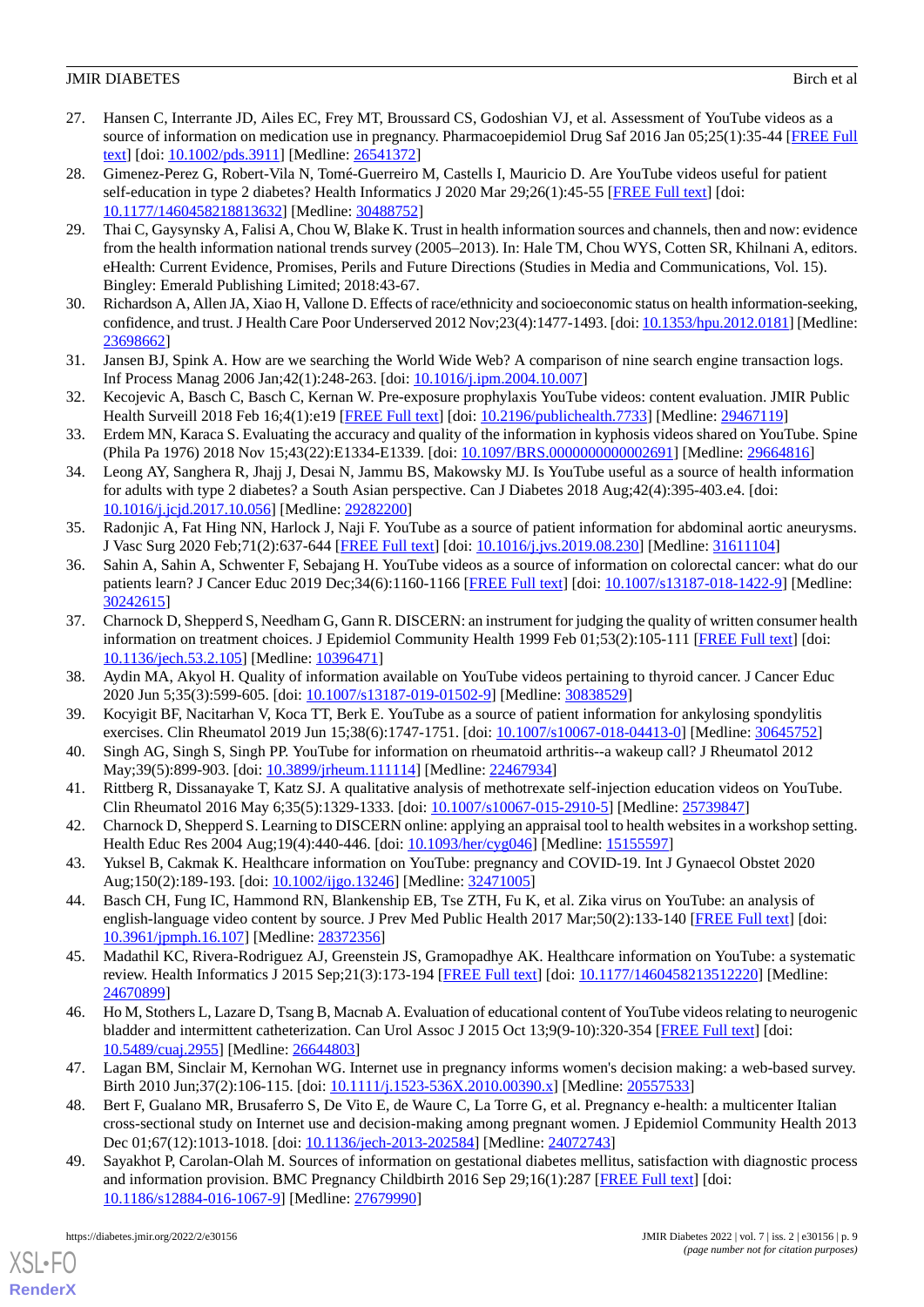27. Hansen C, Interrante JD, Ailes EC, Frey MT, Broussard CS, Godoshian VJ, et al. Assessment of YouTube videos as a source of information on medication use in pregnancy. Pharmacoepidemiol Drug Saf 2016 Jan 05;25(1):35-44 [FREE Full text] [doi: 10.1002/pds.3911] [Medline: 26541372]
28. Gimenez-Perez G, Robert-Vila N, Tomé-Guerreiro M, Castells I, Mauricio D. Are YouTube videos useful for patient self-education in type 2 diabetes? Health Informatics J 2020 Mar 29;26(1):45-55 [FREE Full text] [doi: 10.1177/1460458218813632] [Medline: 30488752]
29. Thai C, Gaysynsky A, Falisi A, Chou W, Blake K. Trust in health information sources and channels, then and now: evidence from the health information national trends survey (2005–2013). In: Hale TM, Chou WYS, Cotten SR, Khilnani A, editors. eHealth: Current Evidence, Promises, Perils and Future Directions (Studies in Media and Communications, Vol. 15). Bingley: Emerald Publishing Limited; 2018:43-67.
30. Richardson A, Allen JA, Xiao H, Vallone D. Effects of race/ethnicity and socioeconomic status on health information-seeking, confidence, and trust. J Health Care Poor Underserved 2012 Nov;23(4):1477-1493. [doi: 10.1353/hpu.2012.0181] [Medline: 23698662]
31. Jansen BJ, Spink A. How are we searching the World Wide Web? A comparison of nine search engine transaction logs. Inf Process Manag 2006 Jan;42(1):248-263. [doi: 10.1016/j.ipm.2004.10.007]
32. Kecojevic A, Basch C, Basch C, Kernan W. Pre-exposure prophylaxis YouTube videos: content evaluation. JMIR Public Health Surveill 2018 Feb 16;4(1):e19 [FREE Full text] [doi: 10.2196/publichealth.7733] [Medline: 29467119]
33. Erdem MN, Karaca S. Evaluating the accuracy and quality of the information in kyphosis videos shared on YouTube. Spine (Phila Pa 1976) 2018 Nov 15;43(22):E1334-E1339. [doi: 10.1097/BRS.0000000000002691] [Medline: 29664816]
34. Leong AY, Sanghera R, Jhajj J, Desai N, Jammu BS, Makowsky MJ. Is YouTube useful as a source of health information for adults with type 2 diabetes? a South Asian perspective. Can J Diabetes 2018 Aug;42(4):395-403.e4. [doi: 10.1016/j.jcjd.2017.10.056] [Medline: 29282200]
35. Radonjic A, Fat Hing NN, Harlock J, Naji F. YouTube as a source of patient information for abdominal aortic aneurysms. J Vasc Surg 2020 Feb;71(2):637-644 [FREE Full text] [doi: 10.1016/j.jvs.2019.08.230] [Medline: 31611104]
36. Sahin A, Sahin A, Schwenter F, Sebajang H. YouTube videos as a source of information on colorectal cancer: what do our patients learn? J Cancer Educ 2019 Dec;34(6):1160-1166 [FREE Full text] [doi: 10.1007/s13187-018-1422-9] [Medline: 30242615]
37. Charnock D, Shepperd S, Needham G, Gann R. DISCERN: an instrument for judging the quality of written consumer health information on treatment choices. J Epidemiol Community Health 1999 Feb 01;53(2):105-111 [FREE Full text] [doi: 10.1136/jech.53.2.105] [Medline: 10396471]
38. Aydin MA, Akyol H. Quality of information available on YouTube videos pertaining to thyroid cancer. J Cancer Educ 2020 Jun 5;35(3):599-605. [doi: 10.1007/s13187-019-01502-9] [Medline: 30838529]
39. Kocyigit BF, Nacitarhan V, Koca TT, Berk E. YouTube as a source of patient information for ankylosing spondylitis exercises. Clin Rheumatol 2019 Jun 15;38(6):1747-1751. [doi: 10.1007/s10067-018-04413-0] [Medline: 30645752]
40. Singh AG, Singh S, Singh PP. YouTube for information on rheumatoid arthritis--a wakeup call? J Rheumatol 2012 May;39(5):899-903. [doi: 10.3899/jrheum.111114] [Medline: 22467934]
41. Rittberg R, Dissanayake T, Katz SJ. A qualitative analysis of methotrexate self-injection education videos on YouTube. Clin Rheumatol 2016 May 6;35(5):1329-1333. [doi: 10.1007/s10067-015-2910-5] [Medline: 25739847]
42. Charnock D, Shepperd S. Learning to DISCERN online: applying an appraisal tool to health websites in a workshop setting. Health Educ Res 2004 Aug;19(4):440-446. [doi: 10.1093/her/cyg046] [Medline: 15155597]
43. Yuksel B, Cakmak K. Healthcare information on YouTube: pregnancy and COVID-19. Int J Gynaecol Obstet 2020 Aug;150(2):189-193. [doi: 10.1002/ijgo.13246] [Medline: 32471005]
44. Basch CH, Fung IC, Hammond RN, Blankenship EB, Tse ZTH, Fu K, et al. Zika virus on YouTube: an analysis of english-language video content by source. J Prev Med Public Health 2017 Mar;50(2):133-140 [FREE Full text] [doi: 10.3961/jpmph.16.107] [Medline: 28372356]
45. Madathil KC, Rivera-Rodriguez AJ, Greenstein JS, Gramopadhye AK. Healthcare information on YouTube: a systematic review. Health Informatics J 2015 Sep;21(3):173-194 [FREE Full text] [doi: 10.1177/1460458213512220] [Medline: 24670899]
46. Ho M, Stothers L, Lazare D, Tsang B, Macnab A. Evaluation of educational content of YouTube videos relating to neurogenic bladder and intermittent catheterization. Can Urol Assoc J 2015 Oct 13;9(9-10):320-354 [FREE Full text] [doi: 10.5489/cuaj.2955] [Medline: 26644803]
47. Lagan BM, Sinclair M, Kernohan WG. Internet use in pregnancy informs women's decision making: a web-based survey. Birth 2010 Jun;37(2):106-115. [doi: 10.1111/j.1523-536X.2010.00390.x] [Medline: 20557533]
48. Bert F, Gualano MR, Brusaferro S, De Vito E, de Waure C, La Torre G, et al. Pregnancy e-health: a multicenter Italian cross-sectional study on Internet use and decision-making among pregnant women. J Epidemiol Community Health 2013 Dec 01;67(12):1013-1018. [doi: 10.1136/jech-2013-202584] [Medline: 24072743]
49. Sayakhot P, Carolan-Olah M. Sources of information on gestational diabetes mellitus, satisfaction with diagnostic process and information provision. BMC Pregnancy Childbirth 2016 Sep 29;16(1):287 [FREE Full text] [doi: 10.1186/s12884-016-1067-9] [Medline: 27679990]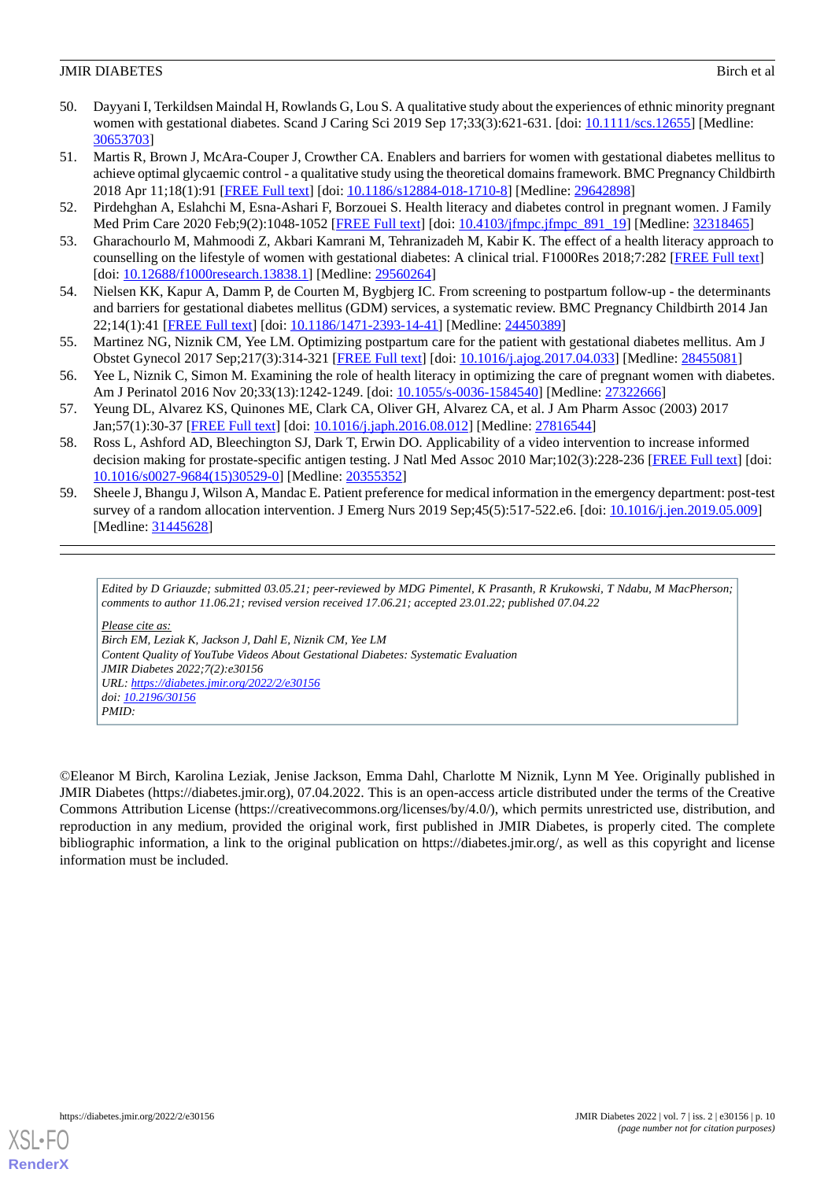50. Dayyani I, Terkildsen Maindal H, Rowlands G, Lou S. A qualitative study about the experiences of ethnic minority pregnant women with gestational diabetes. Scand J Caring Sci 2019 Sep 17;33(3):621-631. [doi: 10.1111/scs.12655] [Medline: 30653703]
51. Martis R, Brown J, McAra-Couper J, Crowther CA. Enablers and barriers for women with gestational diabetes mellitus to achieve optimal glycaemic control - a qualitative study using the theoretical domains framework. BMC Pregnancy Childbirth 2018 Apr 11;18(1):91 [FREE Full text] [doi: 10.1186/s12884-018-1710-8] [Medline: 29642898]
52. Pirdehghan A, Eslahchi M, Esna-Ashari F, Borzouei S. Health literacy and diabetes control in pregnant women. J Family Med Prim Care 2020 Feb;9(2):1048-1052 [FREE Full text] [doi: 10.4103/jfmpc.jfmpc_891_19] [Medline: 32318465]
53. Gharachourlo M, Mahmoodi Z, Akbari Kamrani M, Tehranizadeh M, Kabir K. The effect of a health literacy approach to counselling on the lifestyle of women with gestational diabetes: A clinical trial. F1000Res 2018;7:282 [FREE Full text] [doi: 10.12688/f1000research.13838.1] [Medline: 29560264]
54. Nielsen KK, Kapur A, Damm P, de Courten M, Bygbjerg IC. From screening to postpartum follow-up - the determinants and barriers for gestational diabetes mellitus (GDM) services, a systematic review. BMC Pregnancy Childbirth 2014 Jan 22;14(1):41 [FREE Full text] [doi: 10.1186/1471-2393-14-41] [Medline: 24450389]
55. Martinez NG, Niznik CM, Yee LM. Optimizing postpartum care for the patient with gestational diabetes mellitus. Am J Obstet Gynecol 2017 Sep;217(3):314-321 [FREE Full text] [doi: 10.1016/j.ajog.2017.04.033] [Medline: 28455081]
56. Yee L, Niznik C, Simon M. Examining the role of health literacy in optimizing the care of pregnant women with diabetes. Am J Perinatol 2016 Nov 20;33(13):1242-1249. [doi: 10.1055/s-0036-1584540] [Medline: 27322666]
57. Yeung DL, Alvarez KS, Quinones ME, Clark CA, Oliver GH, Alvarez CA, et al. J Am Pharm Assoc (2003) 2017 Jan;57(1):30-37 [FREE Full text] [doi: 10.1016/j.japh.2016.08.012] [Medline: 27816544]
58. Ross L, Ashford AD, Bleechington SJ, Dark T, Erwin DO. Applicability of a video intervention to increase informed decision making for prostate-specific antigen testing. J Natl Med Assoc 2010 Mar;102(3):228-236 [FREE Full text] [doi: 10.1016/s0027-9684(15)30529-0] [Medline: 20355352]
59. Sheele J, Bhangu J, Wilson A, Mandac E. Patient preference for medical information in the emergency department: post-test survey of a random allocation intervention. J Emerg Nurs 2019 Sep;45(5):517-522.e6. [doi: 10.1016/j.jen.2019.05.009] [Medline: 31445628]

---

*Edited by D Griauzde; submitted 03.05.21; peer-reviewed by MDG Pimentel, K Prasanth, R Krukowski, T Ndabu, M MacPherson; comments to author 11.06.21; revised version received 17.06.21; accepted 23.01.22; published 07.04.22*

*Please cite as:*
*Birch EM, Leziak K, Jackson J, Dahl E, Niznik CM, Yee LM*
*Content Quality of YouTube Videos About Gestational Diabetes: Systematic Evaluation*
*JMIR Diabetes 2022;7(2):e30156*
*URL: https://diabetes.jmir.org/2022/2/e30156*
*doi: 10.2196/30156*
*PMID:*

©Eleanor M Birch, Karolina Leziak, Jenise Jackson, Emma Dahl, Charlotte M Niznik, Lynn M Yee. Originally published in JMIR Diabetes (https://diabetes.jmir.org), 07.04.2022. This is an open-access article distributed under the terms of the Creative Commons Attribution License (https://creativecommons.org/licenses/by/4.0/), which permits unrestricted use, distribution, and reproduction in any medium, provided the original work, first published in JMIR Diabetes, is properly cited. The complete bibliographic information, a link to the original publication on https://diabetes.jmir.org/, as well as this copyright and license information must be included.